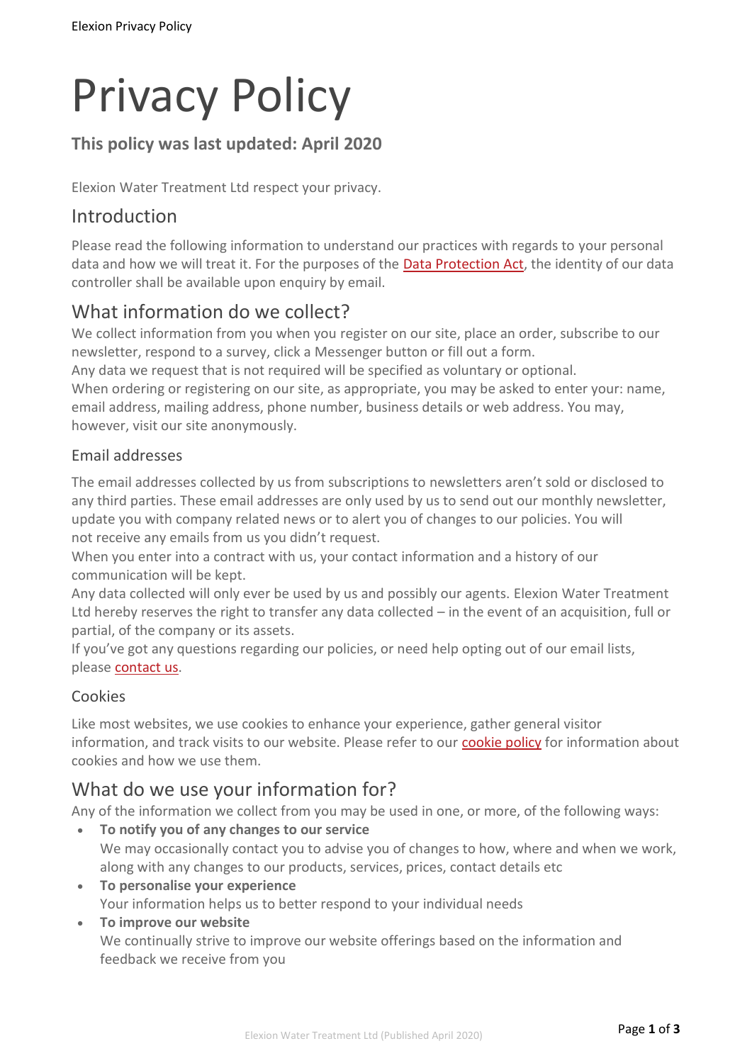# Privacy Policy

### This policy was last updated: April 2020

Elexion Water Treatment Ltd respect your privacy.

## Introduction

Please read the following information to understand our practices with regards to your personal data and how we will treat it. For the purposes of the Data Protection Act, the identity of our data controller shall be available upon enquiry by email.

## What information do we collect?

We collect information from you when you register on our site, place an order, subscribe to our newsletter, respond to a survey, click a Messenger button or fill out a form.
Any data we request that is not required will be specified as voluntary or optional.
When ordering or registering on our site, as appropriate, you may be asked to enter your: name, email address, mailing address, phone number, business details or web address. You may, however, visit our site anonymously.

### Email addresses

The email addresses collected by us from subscriptions to newsletters aren't sold or disclosed to any third parties. These email addresses are only used by us to send out our monthly newsletter, update you with company related news or to alert you of changes to our policies. You will not receive any emails from us you didn't request.
When you enter into a contract with us, your contact information and a history of our communication will be kept.
Any data collected will only ever be used by us and possibly our agents. Elexion Water Treatment Ltd hereby reserves the right to transfer any data collected – in the event of an acquisition, full or partial, of the company or its assets.
If you've got any questions regarding our policies, or need help opting out of our email lists, please contact us.

### Cookies

Like most websites, we use cookies to enhance your experience, gather general visitor information, and track visits to our website. Please refer to our cookie policy for information about cookies and how we use them.

## What do we use your information for?

Any of the information we collect from you may be used in one, or more, of the following ways:

- **To notify you of any changes to our service**
  We may occasionally contact you to advise you of changes to how, where and when we work, along with any changes to our products, services, prices, contact details etc
- **To personalise your experience**
  Your information helps us to better respond to your individual needs
- **To improve our website**
  We continually strive to improve our website offerings based on the information and feedback we receive from you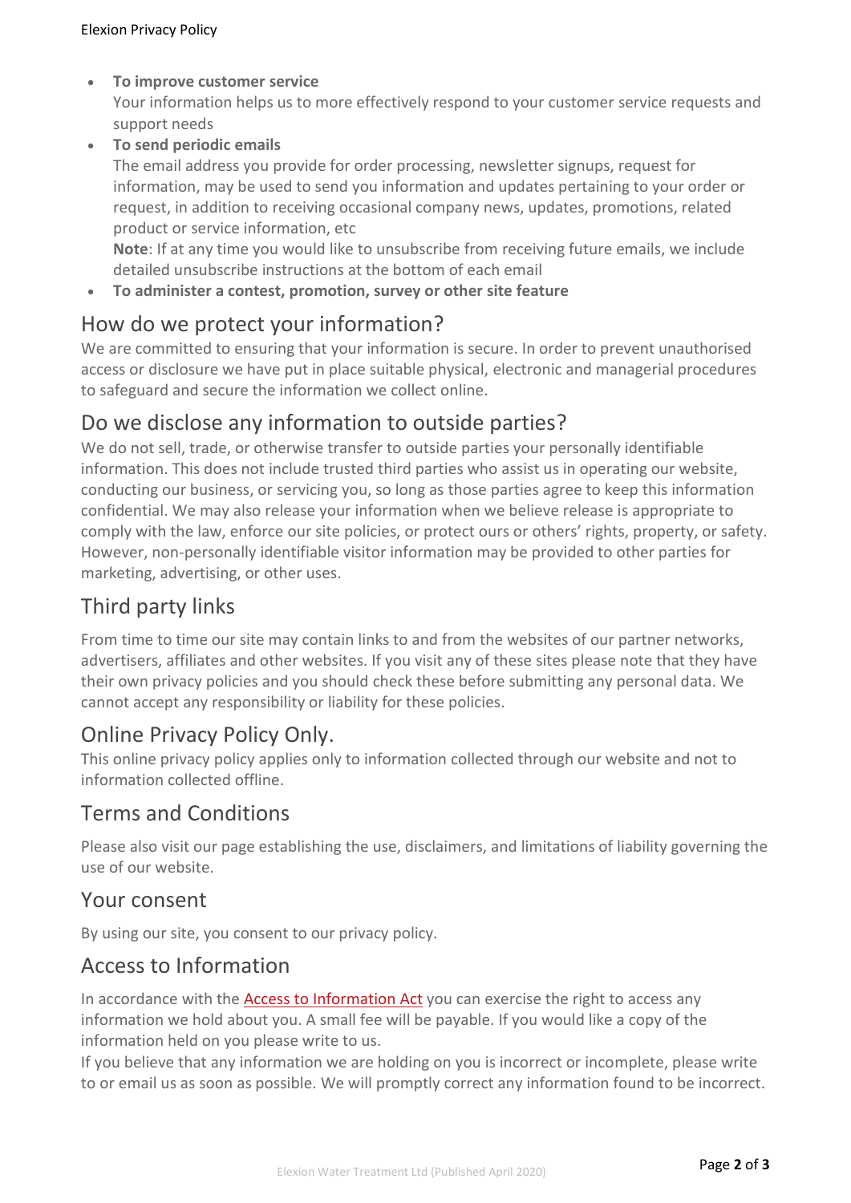- **To improve customer service**
  Your information helps us to more effectively respond to your customer service requests and support needs
- **To send periodic emails**
  The email address you provide for order processing, newsletter signups, request for information, may be used to send you information and updates pertaining to your order or request, in addition to receiving occasional company news, updates, promotions, related product or service information, etc
  **Note**: If at any time you would like to unsubscribe from receiving future emails, we include detailed unsubscribe instructions at the bottom of each email
- **To administer a contest, promotion, survey or other site feature**

## How do we protect your information?

We are committed to ensuring that your information is secure. In order to prevent unauthorised access or disclosure we have put in place suitable physical, electronic and managerial procedures to safeguard and secure the information we collect online.

## Do we disclose any information to outside parties?

We do not sell, trade, or otherwise transfer to outside parties your personally identifiable information. This does not include trusted third parties who assist us in operating our website, conducting our business, or servicing you, so long as those parties agree to keep this information confidential. We may also release your information when we believe release is appropriate to comply with the law, enforce our site policies, or protect ours or others' rights, property, or safety. However, non-personally identifiable visitor information may be provided to other parties for marketing, advertising, or other uses.

## Third party links

From time to time our site may contain links to and from the websites of our partner networks, advertisers, affiliates and other websites. If you visit any of these sites please note that they have their own privacy policies and you should check these before submitting any personal data. We cannot accept any responsibility or liability for these policies.

## Online Privacy Policy Only.

This online privacy policy applies only to information collected through our website and not to information collected offline.

## Terms and Conditions

Please also visit our page establishing the use, disclaimers, and limitations of liability governing the use of our website.

## Your consent

By using our site, you consent to our privacy policy.

## Access to Information

In accordance with the Access to Information Act you can exercise the right to access any information we hold about you. A small fee will be payable. If you would like a copy of the information held on you please write to us.
If you believe that any information we are holding on you is incorrect or incomplete, please write to or email us as soon as possible. We will promptly correct any information found to be incorrect.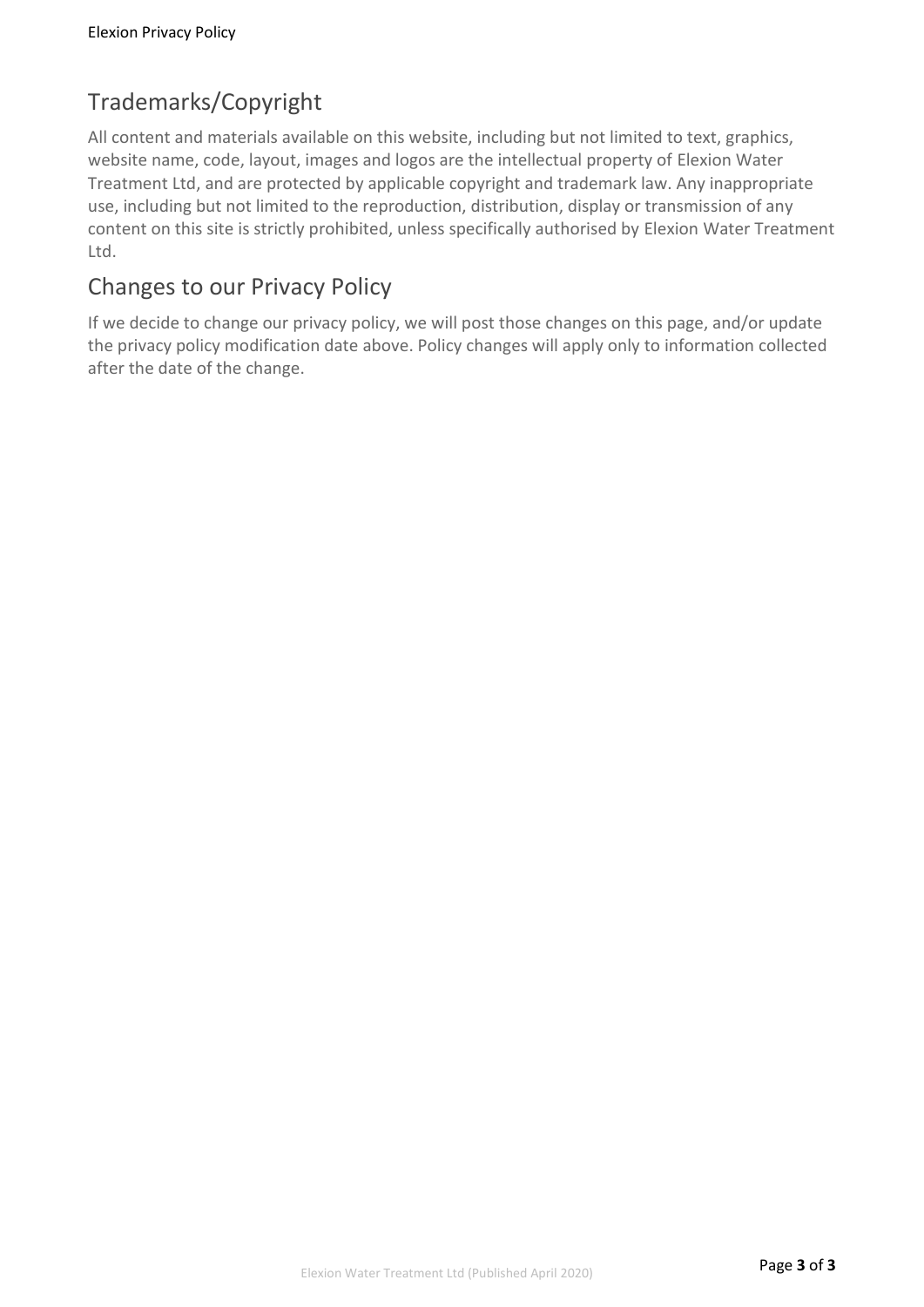## Trademarks/Copyright

All content and materials available on this website, including but not limited to text, graphics, website name, code, layout, images and logos are the intellectual property of Elexion Water Treatment Ltd, and are protected by applicable copyright and trademark law. Any inappropriate use, including but not limited to the reproduction, distribution, display or transmission of any content on this site is strictly prohibited, unless specifically authorised by Elexion Water Treatment Ltd.

## Changes to our Privacy Policy

If we decide to change our privacy policy, we will post those changes on this page, and/or update the privacy policy modification date above. Policy changes will apply only to information collected after the date of the change.